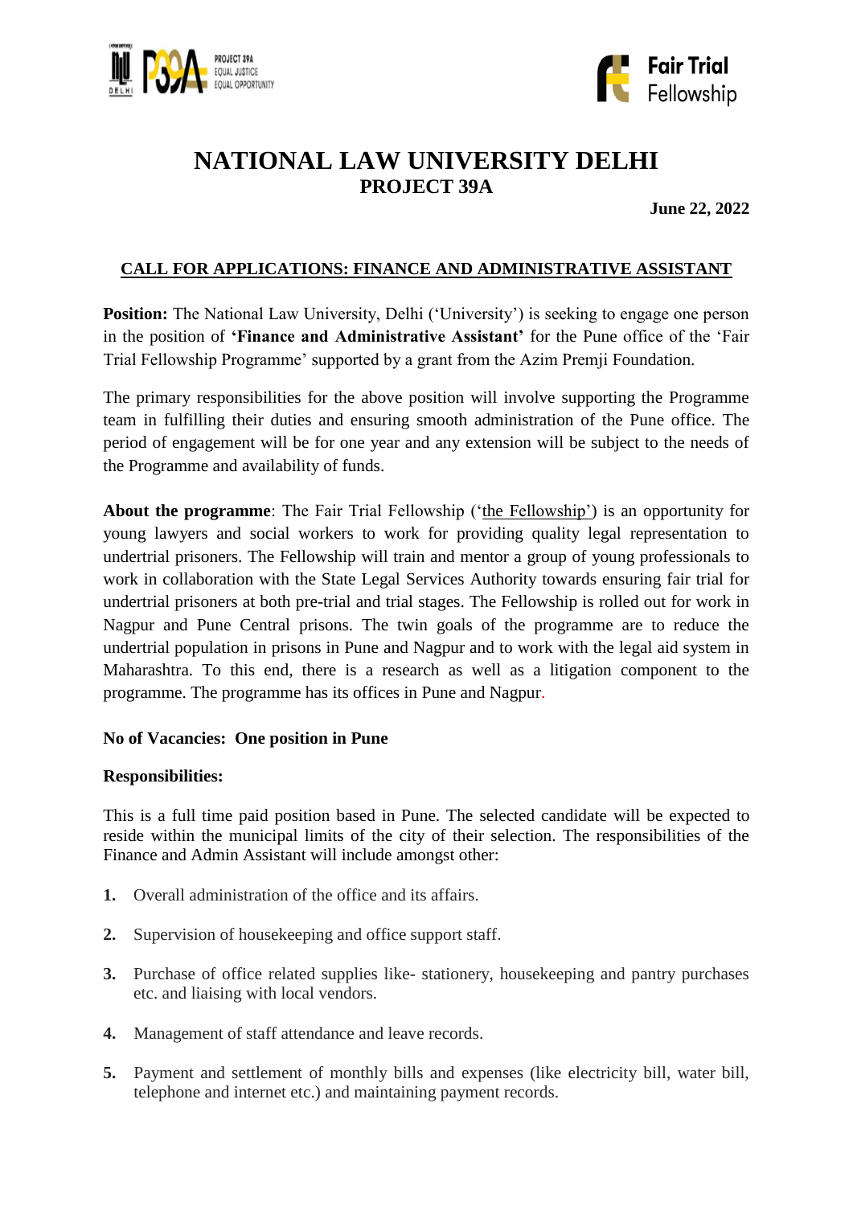# NATIONAL LAW UNIVERSITY DELHI

## PROJECT 39A

**June 22, 2022**

### CALL FOR APPLICATIONS: FINANCE AND ADMINISTRATIVE ASSISTANT

**Position:** The National Law University, Delhi ('University') is seeking to engage one person in the position of **'Finance and Administrative Assistant'** for the Pune office of the 'Fair Trial Fellowship Programme' supported by a grant from the Azim Premji Foundation.

The primary responsibilities for the above position will involve supporting the Programme team in fulfilling their duties and ensuring smooth administration of the Pune office. The period of engagement will be for one year and any extension will be subject to the needs of the Programme and availability of funds.

**About the programme**: The Fair Trial Fellowship ('the Fellowship') is an opportunity for young lawyers and social workers to work for providing quality legal representation to undertrial prisoners. The Fellowship will train and mentor a group of young professionals to work in collaboration with the State Legal Services Authority towards ensuring fair trial for undertrial prisoners at both pre-trial and trial stages. The Fellowship is rolled out for work in Nagpur and Pune Central prisons. The twin goals of the programme are to reduce the undertrial population in prisons in Pune and Nagpur and to work with the legal aid system in Maharashtra. To this end, there is a research as well as a litigation component to the programme. The programme has its offices in Pune and Nagpur.

**No of Vacancies: One position in Pune**

**Responsibilities:**

This is a full time paid position based in Pune. The selected candidate will be expected to reside within the municipal limits of the city of their selection. The responsibilities of the Finance and Admin Assistant will include amongst other:

1. Overall administration of the office and its affairs.
2. Supervision of housekeeping and office support staff.
3. Purchase of office related supplies like- stationery, housekeeping and pantry purchases etc. and liaising with local vendors.
4. Management of staff attendance and leave records.
5. Payment and settlement of monthly bills and expenses (like electricity bill, water bill, telephone and internet etc.) and maintaining payment records.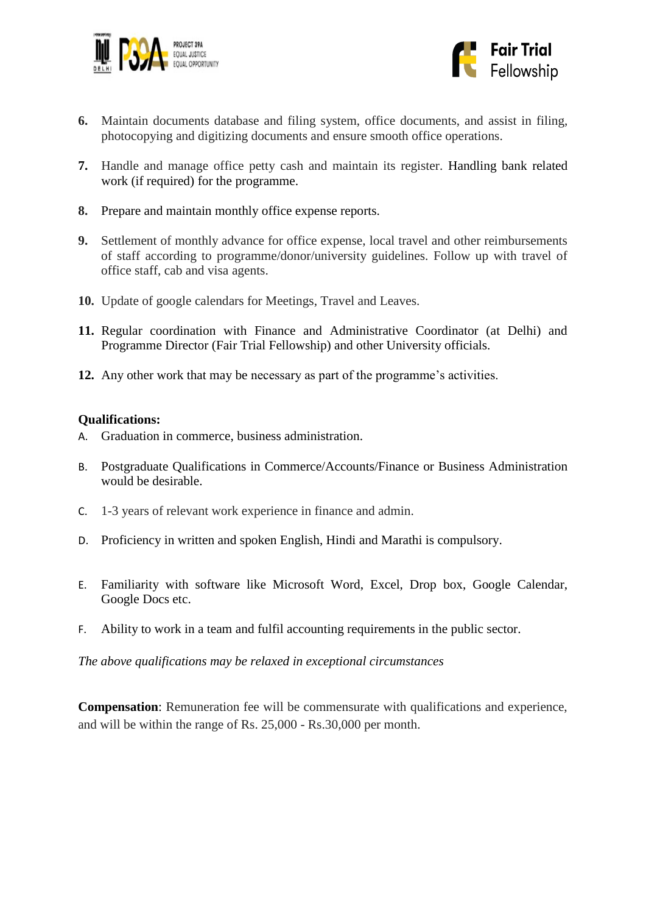6. Maintain documents database and filing system, office documents, and assist in filing, photocopying and digitizing documents and ensure smooth office operations.

7. Handle and manage office petty cash and maintain its register. Handling bank related work (if required) for the programme.

8. Prepare and maintain monthly office expense reports.

9. Settlement of monthly advance for office expense, local travel and other reimbursements of staff according to programme/donor/university guidelines. Follow up with travel of office staff, cab and visa agents.

10. Update of google calendars for Meetings, Travel and Leaves.

11. Regular coordination with Finance and Administrative Coordinator (at Delhi) and Programme Director (Fair Trial Fellowship) and other University officials.

12. Any other work that may be necessary as part of the programme's activities.

**Qualifications:**

A. Graduation in commerce, business administration.

B. Postgraduate Qualifications in Commerce/Accounts/Finance or Business Administration would be desirable.

C. 1-3 years of relevant work experience in finance and admin.

D. Proficiency in written and spoken English, Hindi and Marathi is compulsory.

E. Familiarity with software like Microsoft Word, Excel, Drop box, Google Calendar, Google Docs etc.

F. Ability to work in a team and fulfil accounting requirements in the public sector.

*The above qualifications may be relaxed in exceptional circumstances*

**Compensation**: Remuneration fee will be commensurate with qualifications and experience, and will be within the range of Rs. 25,000 - Rs.30,000 per month.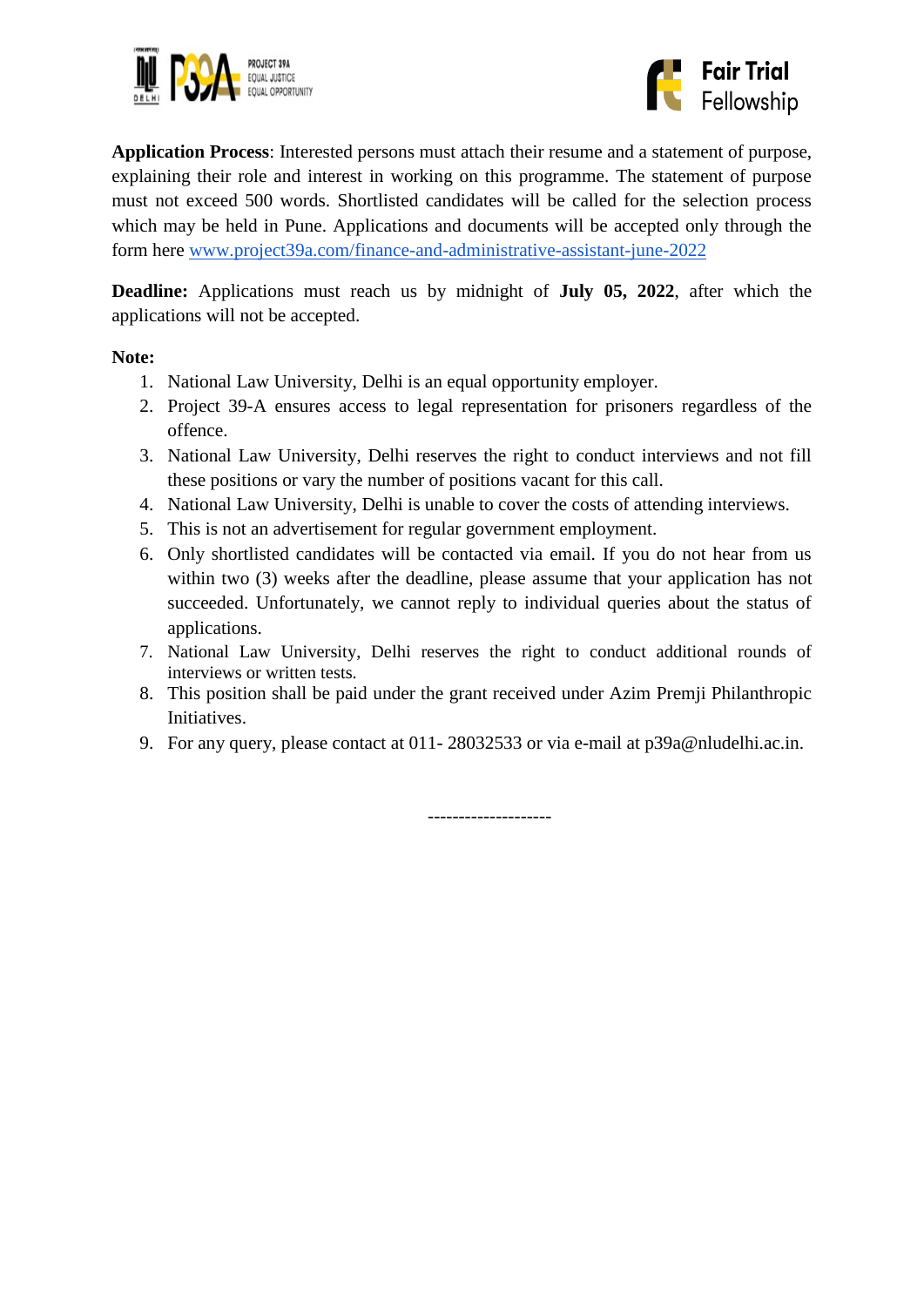**Application Process**: Interested persons must attach their resume and a statement of purpose, explaining their role and interest in working on this programme. The statement of purpose must not exceed 500 words. Shortlisted candidates will be called for the selection process which may be held in Pune. Applications and documents will be accepted only through the form here [www.project39a.com/finance-and-administrative-assistant-june-2022](www.project39a.com/finance-and-administrative-assistant-june-2022)

**Deadline:** Applications must reach us by midnight of **July 05, 2022**, after which the applications will not be accepted.

**Note:**

1. National Law University, Delhi is an equal opportunity employer.
2. Project 39-A ensures access to legal representation for prisoners regardless of the offence.
3. National Law University, Delhi reserves the right to conduct interviews and not fill these positions or vary the number of positions vacant for this call.
4. National Law University, Delhi is unable to cover the costs of attending interviews.
5. This is not an advertisement for regular government employment.
6. Only shortlisted candidates will be contacted via email. If you do not hear from us within two (3) weeks after the deadline, please assume that your application has not succeeded. Unfortunately, we cannot reply to individual queries about the status of applications.
7. National Law University, Delhi reserves the right to conduct additional rounds of interviews or written tests.
8. This position shall be paid under the grant received under Azim Premji Philanthropic Initiatives.
9. For any query, please contact at 011- 28032533 or via e-mail at p39a@nludelhi.ac.in.

--------------------